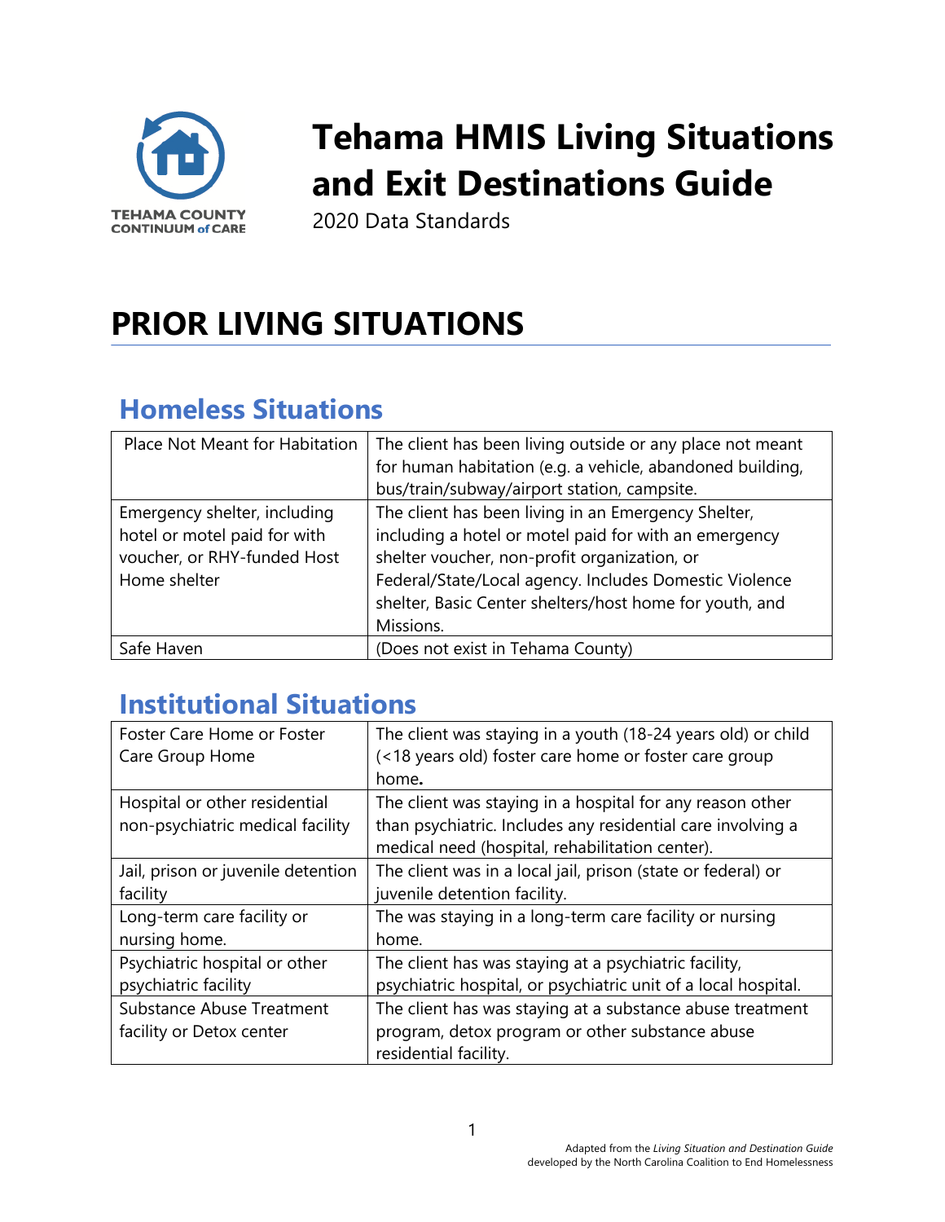# Tehama HMIS Living Situations and Exit Destinations Guide

2020 Data Standards

# PRIOR LIVING SITUATIONS

## Homeless Situations

| Place Not Meant for Habitation | The client has been living outside or any place not meant for human habitation (e.g. a vehicle, abandoned building, bus/train/subway/airport station, campsite. |
|---|---|
| Emergency shelter, including hotel or motel paid for with voucher, or RHY-funded Host Home shelter | The client has been living in an Emergency Shelter, including a hotel or motel paid for with an emergency shelter voucher, non-profit organization, or Federal/State/Local agency. Includes Domestic Violence shelter, Basic Center shelters/host home for youth, and Missions. |
| Safe Haven | (Does not exist in Tehama County) |

## Institutional Situations

| Foster Care Home or Foster Care Group Home | The client was staying in a youth (18-24 years old) or child (<18 years old) foster care home or foster care group home**.** |
|---|---|
| Hospital or other residential non-psychiatric medical facility | The client was staying in a hospital for any reason other than psychiatric. Includes any residential care involving a medical need (hospital, rehabilitation center). |
| Jail, prison or juvenile detention facility | The client was in a local jail, prison (state or federal) or juvenile detention facility. |
| Long-term care facility or nursing home. | The was staying in a long-term care facility or nursing home. |
| Psychiatric hospital or other psychiatric facility | The client has was staying at a psychiatric facility, psychiatric hospital, or psychiatric unit of a local hospital. |
| Substance Abuse Treatment facility or Detox center | The client has was staying at a substance abuse treatment program, detox program or other substance abuse residential facility. |

Adapted from the *Living Situation and Destination Guide* developed by the North Carolina Coalition to End Homelessness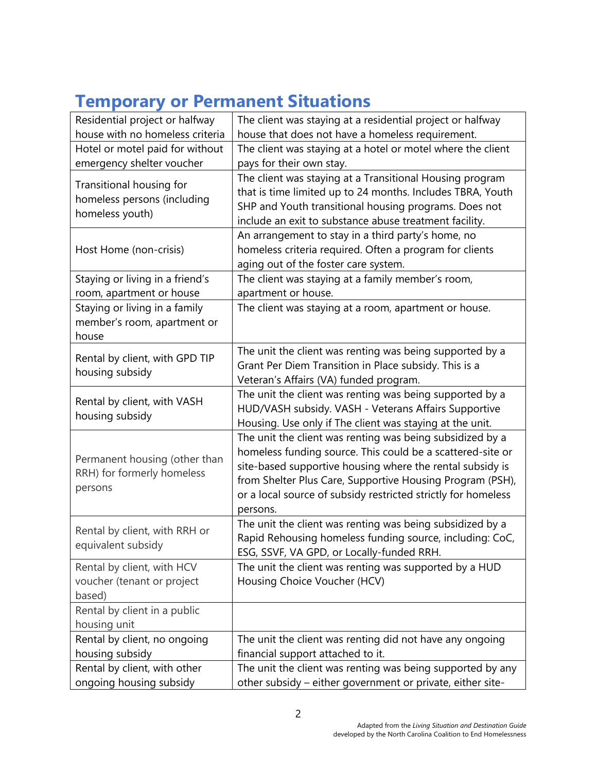## Temporary or Permanent Situations

| | |
|---|---|
| Residential project or halfway house with no homeless criteria | The client was staying at a residential project or halfway house that does not have a homeless requirement. |
| Hotel or motel paid for without emergency shelter voucher | The client was staying at a hotel or motel where the client pays for their own stay. |
| Transitional housing for homeless persons (including homeless youth) | The client was staying at a Transitional Housing program that is time limited up to 24 months. Includes TBRA, Youth SHP and Youth transitional housing programs. Does not include an exit to substance abuse treatment facility. |
| Host Home (non-crisis) | An arrangement to stay in a third party's home, no homeless criteria required. Often a program for clients aging out of the foster care system. |
| Staying or living in a friend's room, apartment or house | The client was staying at a family member's room, apartment or house. |
| Staying or living in a family member's room, apartment or house | The client was staying at a room, apartment or house. |
| Rental by client, with GPD TIP housing subsidy | The unit the client was renting was being supported by a Grant Per Diem Transition in Place subsidy. This is a Veteran's Affairs (VA) funded program. |
| Rental by client, with VASH housing subsidy | The unit the client was renting was being supported by a HUD/VASH subsidy. VASH - Veterans Affairs Supportive Housing. Use only if The client was staying at the unit. |
| Permanent housing (other than RRH) for formerly homeless persons | The unit the client was renting was being subsidized by a homeless funding source. This could be a scattered-site or site-based supportive housing where the rental subsidy is from Shelter Plus Care, Supportive Housing Program (PSH), or a local source of subsidy restricted strictly for homeless persons. |
| Rental by client, with RRH or equivalent subsidy | The unit the client was renting was being subsidized by a Rapid Rehousing homeless funding source, including: CoC, ESG, SSVF, VA GPD, or Locally-funded RRH. |
| Rental by client, with HCV voucher (tenant or project based) | The unit the client was renting was supported by a HUD Housing Choice Voucher (HCV) |
| Rental by client in a public housing unit | |
| Rental by client, no ongoing housing subsidy | The unit the client was renting did not have any ongoing financial support attached to it. |
| Rental by client, with other ongoing housing subsidy | The unit the client was renting was being supported by any other subsidy – either government or private, either site- |

Adapted from the *Living Situation and Destination Guide* developed by the North Carolina Coalition to End Homelessness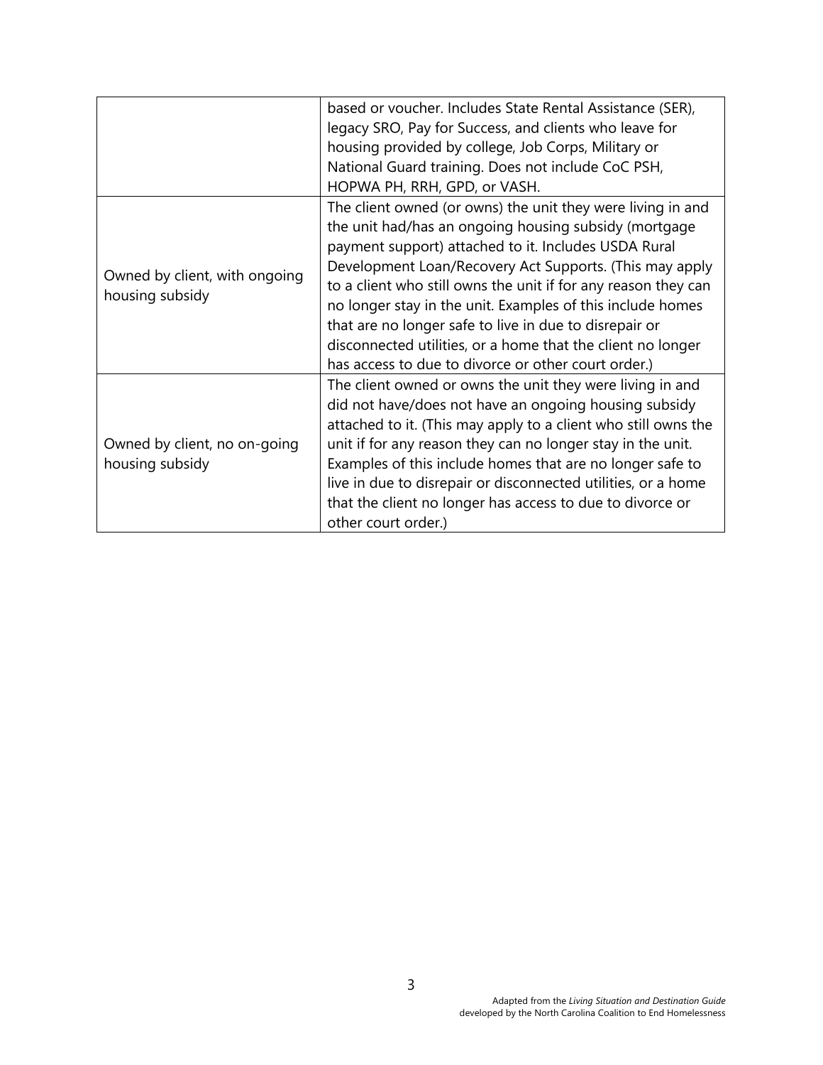| | |
|---|---|
| | based or voucher. Includes State Rental Assistance (SER), legacy SRO, Pay for Success, and clients who leave for housing provided by college, Job Corps, Military or National Guard training. Does not include CoC PSH, HOPWA PH, RRH, GPD, or VASH. |
| Owned by client, with ongoing housing subsidy | The client owned (or owns) the unit they were living in and the unit had/has an ongoing housing subsidy (mortgage payment support) attached to it. Includes USDA Rural Development Loan/Recovery Act Supports. (This may apply to a client who still owns the unit if for any reason they can no longer stay in the unit. Examples of this include homes that are no longer safe to live in due to disrepair or disconnected utilities, or a home that the client no longer has access to due to divorce or other court order.) |
| Owned by client, no on-going housing subsidy | The client owned or owns the unit they were living in and did not have/does not have an ongoing housing subsidy attached to it. (This may apply to a client who still owns the unit if for any reason they can no longer stay in the unit. Examples of this include homes that are no longer safe to live in due to disrepair or disconnected utilities, or a home that the client no longer has access to due to divorce or other court order.) |

Adapted from the *Living Situation and Destination Guide* developed by the North Carolina Coalition to End Homelessness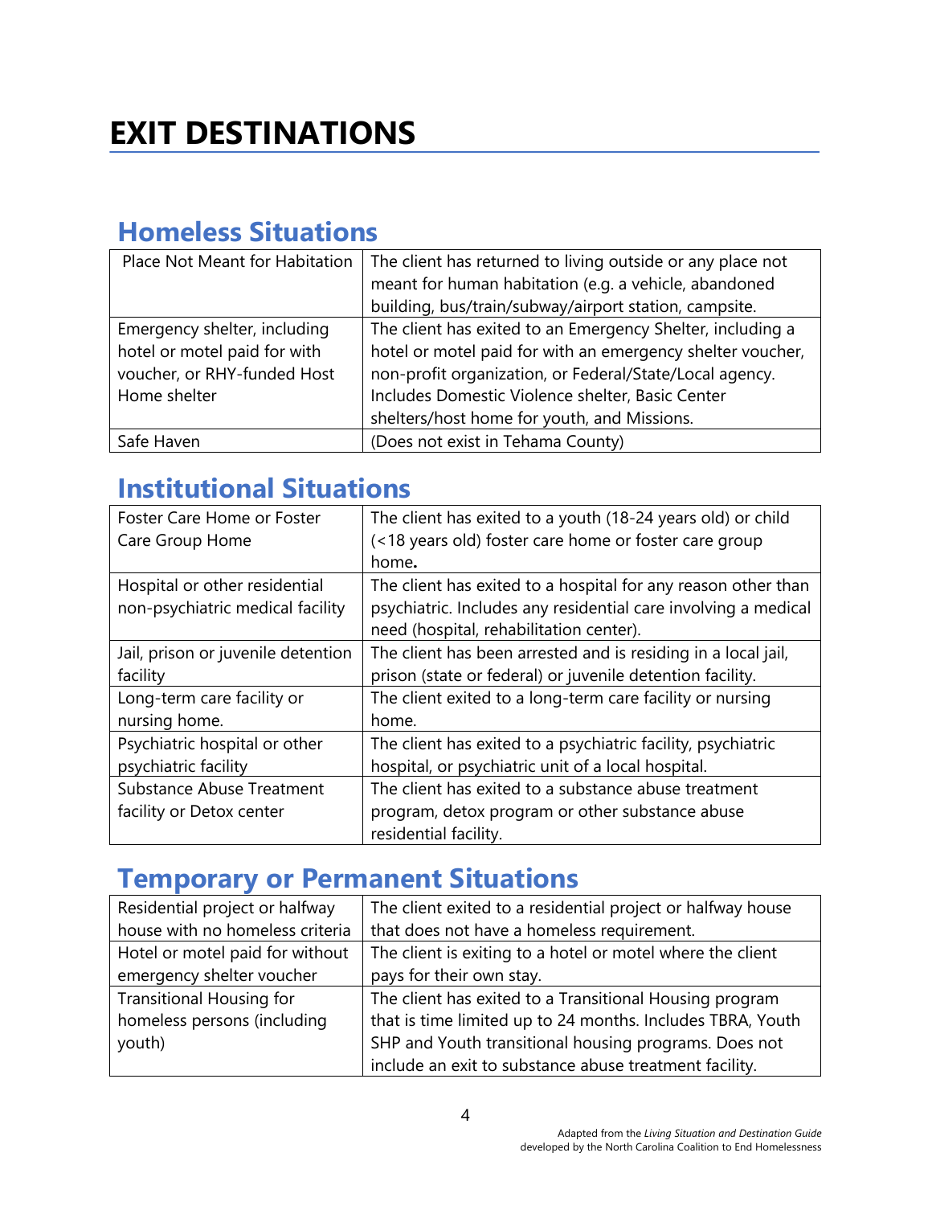# EXIT DESTINATIONS

## Homeless Situations

| Place Not Meant for Habitation | The client has returned to living outside or any place not meant for human habitation (e.g. a vehicle, abandoned building, bus/train/subway/airport station, campsite. |
|---|---|
| Emergency shelter, including hotel or motel paid for with voucher, or RHY-funded Host Home shelter | The client has exited to an Emergency Shelter, including a hotel or motel paid for with an emergency shelter voucher, non-profit organization, or Federal/State/Local agency. Includes Domestic Violence shelter, Basic Center shelters/host home for youth, and Missions. |
| Safe Haven | (Does not exist in Tehama County) |

## Institutional Situations

| Foster Care Home or Foster Care Group Home | The client has exited to a youth (18-24 years old) or child (<18 years old) foster care home or foster care group home**.** |
|---|---|
| Hospital or other residential non-psychiatric medical facility | The client has exited to a hospital for any reason other than psychiatric. Includes any residential care involving a medical need (hospital, rehabilitation center). |
| Jail, prison or juvenile detention facility | The client has been arrested and is residing in a local jail, prison (state or federal) or juvenile detention facility. |
| Long-term care facility or nursing home. | The client exited to a long-term care facility or nursing home. |
| Psychiatric hospital or other psychiatric facility | The client has exited to a psychiatric facility, psychiatric hospital, or psychiatric unit of a local hospital. |
| Substance Abuse Treatment facility or Detox center | The client has exited to a substance abuse treatment program, detox program or other substance abuse residential facility. |

## Temporary or Permanent Situations

| Residential project or halfway house with no homeless criteria | The client exited to a residential project or halfway house that does not have a homeless requirement. |
|---|---|
| Hotel or motel paid for without emergency shelter voucher | The client is exiting to a hotel or motel where the client pays for their own stay. |
| Transitional Housing for homeless persons (including youth) | The client has exited to a Transitional Housing program that is time limited up to 24 months. Includes TBRA, Youth SHP and Youth transitional housing programs. Does not include an exit to substance abuse treatment facility. |

Adapted from the *Living Situation and Destination Guide* developed by the North Carolina Coalition to End Homelessness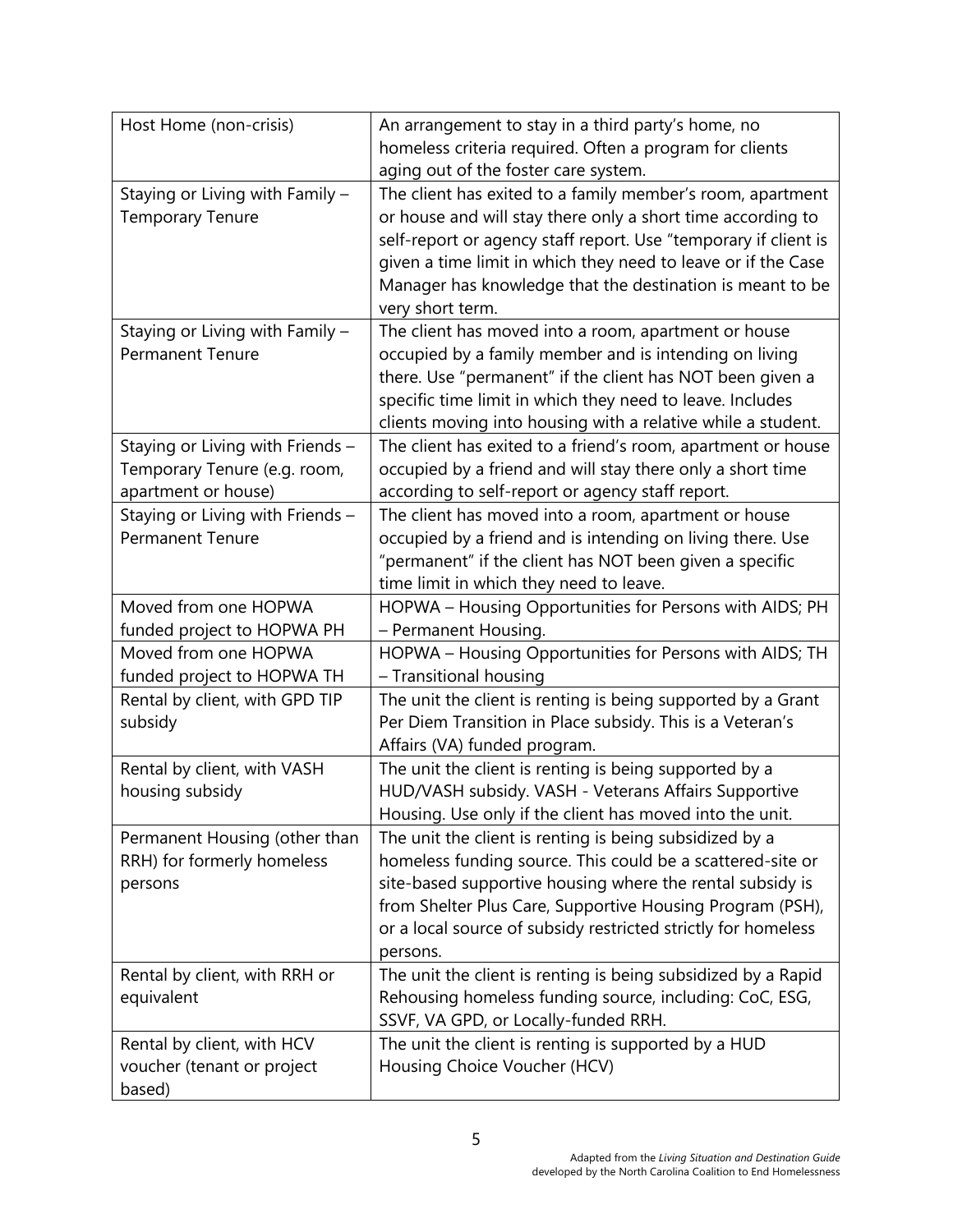| | |
|---|---|
| Host Home (non-crisis) | An arrangement to stay in a third party's home, no homeless criteria required. Often a program for clients aging out of the foster care system. |
| Staying or Living with Family – Temporary Tenure | The client has exited to a family member's room, apartment or house and will stay there only a short time according to self-report or agency staff report. Use "temporary if client is given a time limit in which they need to leave or if the Case Manager has knowledge that the destination is meant to be very short term. |
| Staying or Living with Family – Permanent Tenure | The client has moved into a room, apartment or house occupied by a family member and is intending on living there. Use "permanent" if the client has NOT been given a specific time limit in which they need to leave. Includes clients moving into housing with a relative while a student. |
| Staying or Living with Friends – Temporary Tenure (e.g. room, apartment or house) | The client has exited to a friend's room, apartment or house occupied by a friend and will stay there only a short time according to self-report or agency staff report. |
| Staying or Living with Friends – Permanent Tenure | The client has moved into a room, apartment or house occupied by a friend and is intending on living there. Use "permanent" if the client has NOT been given a specific time limit in which they need to leave. |
| Moved from one HOPWA funded project to HOPWA PH | HOPWA – Housing Opportunities for Persons with AIDS; PH – Permanent Housing. |
| Moved from one HOPWA funded project to HOPWA TH | HOPWA – Housing Opportunities for Persons with AIDS; TH – Transitional housing |
| Rental by client, with GPD TIP subsidy | The unit the client is renting is being supported by a Grant Per Diem Transition in Place subsidy. This is a Veteran's Affairs (VA) funded program. |
| Rental by client, with VASH housing subsidy | The unit the client is renting is being supported by a HUD/VASH subsidy. VASH - Veterans Affairs Supportive Housing. Use only if the client has moved into the unit. |
| Permanent Housing (other than RRH) for formerly homeless persons | The unit the client is renting is being subsidized by a homeless funding source. This could be a scattered-site or site-based supportive housing where the rental subsidy is from Shelter Plus Care, Supportive Housing Program (PSH), or a local source of subsidy restricted strictly for homeless persons. |
| Rental by client, with RRH or equivalent | The unit the client is renting is being subsidized by a Rapid Rehousing homeless funding source, including: CoC, ESG, SSVF, VA GPD, or Locally-funded RRH. |
| Rental by client, with HCV voucher (tenant or project based) | The unit the client is renting is supported by a HUD Housing Choice Voucher (HCV) |

Adapted from the *Living Situation and Destination Guide* developed by the North Carolina Coalition to End Homelessness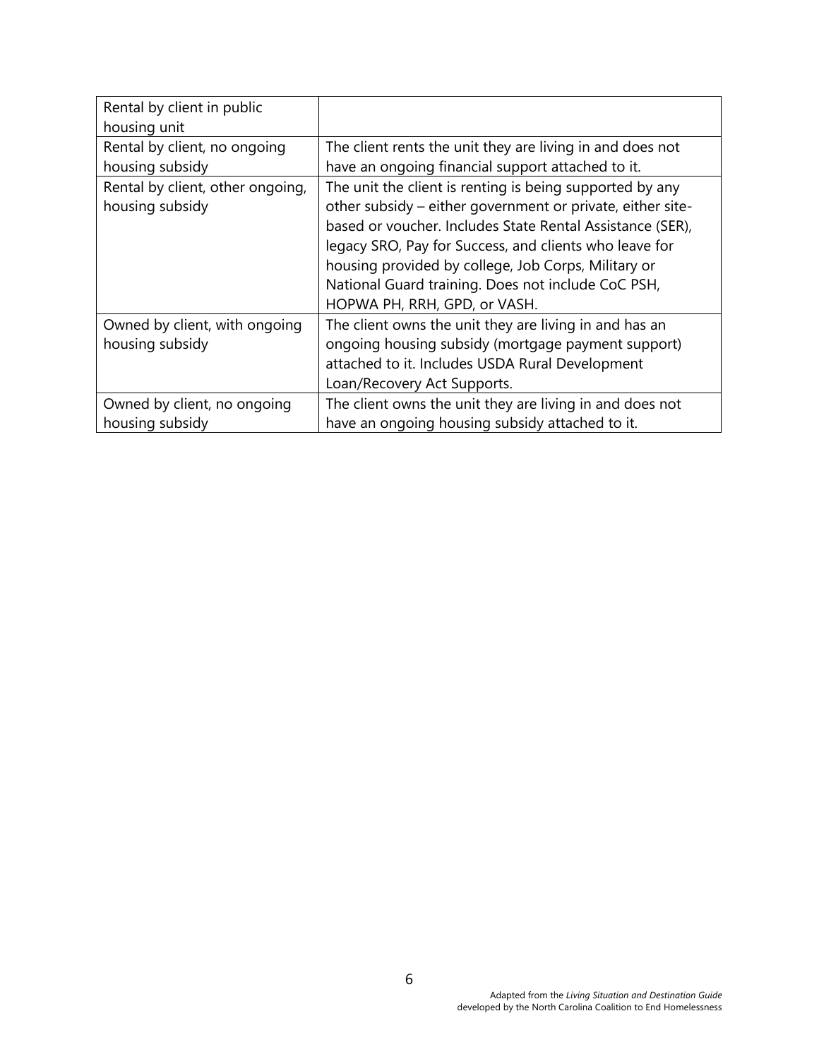| | |
|---|---|
| Rental by client in public housing unit | |
| Rental by client, no ongoing housing subsidy | The client rents the unit they are living in and does not have an ongoing financial support attached to it. |
| Rental by client, other ongoing, housing subsidy | The unit the client is renting is being supported by any other subsidy – either government or private, either site-based or voucher. Includes State Rental Assistance (SER), legacy SRO, Pay for Success, and clients who leave for housing provided by college, Job Corps, Military or National Guard training. Does not include CoC PSH, HOPWA PH, RRH, GPD, or VASH. |
| Owned by client, with ongoing housing subsidy | The client owns the unit they are living in and has an ongoing housing subsidy (mortgage payment support) attached to it. Includes USDA Rural Development Loan/Recovery Act Supports. |
| Owned by client, no ongoing housing subsidy | The client owns the unit they are living in and does not have an ongoing housing subsidy attached to it. |

Adapted from the *Living Situation and Destination Guide* developed by the North Carolina Coalition to End Homelessness